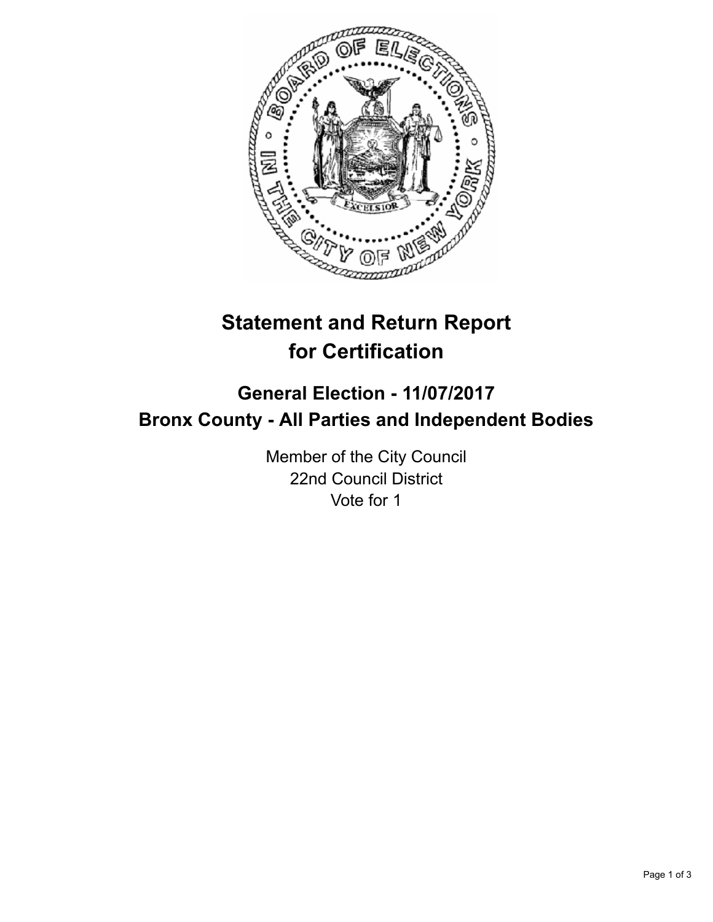# Statement and Return Report for Certification

## General Election - 11/07/2017
## Bronx County - All Parties and Independent Bodies

Member of the City Council
22nd Council District
Vote for 1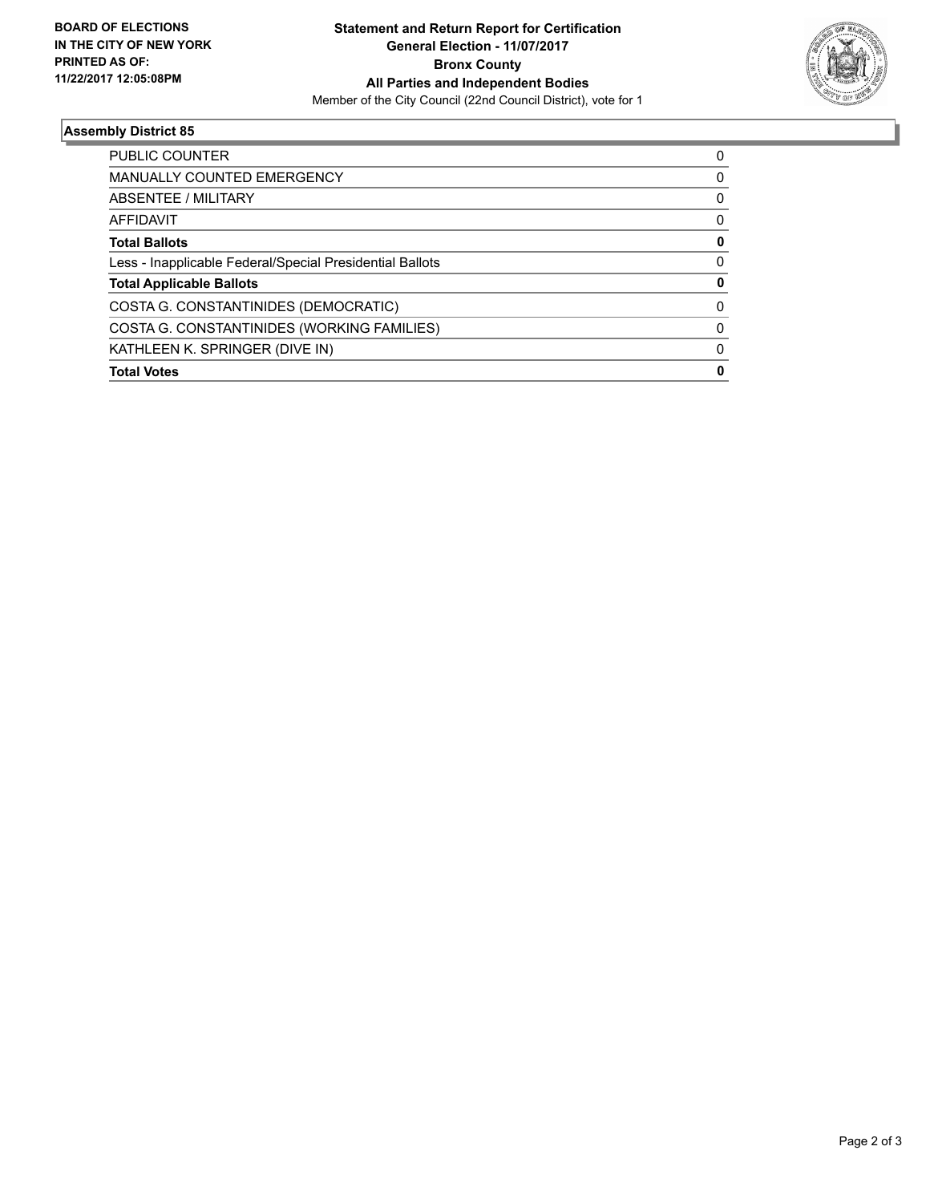**BOARD OF ELECTIONS IN THE CITY OF NEW YORK PRINTED AS OF: 11/22/2017 12:05:08PM**

# Statement and Return Report for Certification
## General Election - 11/07/2017
## Bronx County
## All Parties and Independent Bodies
Member of the City Council (22nd Council District), vote for 1

### Assembly District 85

| | |
|---|---|
| PUBLIC COUNTER | 0 |
| MANUALLY COUNTED EMERGENCY | 0 |
| ABSENTEE / MILITARY | 0 |
| AFFIDAVIT | 0 |
| **Total Ballots** | **0** |
| Less - Inapplicable Federal/Special Presidential Ballots | 0 |
| **Total Applicable Ballots** | **0** |
| COSTA G. CONSTANTINIDES (DEMOCRATIC) | 0 |
| COSTA G. CONSTANTINIDES (WORKING FAMILIES) | 0 |
| KATHLEEN K. SPRINGER (DIVE IN) | 0 |
| **Total Votes** | **0** |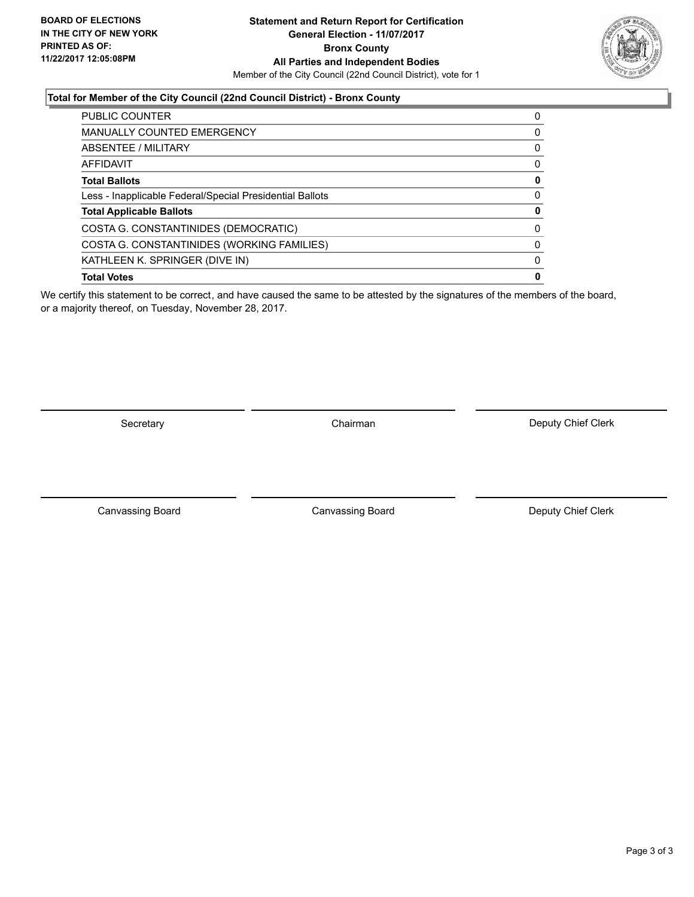**BOARD OF ELECTIONS IN THE CITY OF NEW YORK PRINTED AS OF: 11/22/2017 12:05:08PM**

**Statement and Return Report for Certification**
**General Election - 11/07/2017**
**Bronx County**
**All Parties and Independent Bodies**
Member of the City Council (22nd Council District), vote for 1

**Total for Member of the City Council (22nd Council District) - Bronx County**

| | |
|---|---|
| PUBLIC COUNTER | 0 |
| MANUALLY COUNTED EMERGENCY | 0 |
| ABSENTEE / MILITARY | 0 |
| AFFIDAVIT | 0 |
| **Total Ballots** | **0** |
| Less - Inapplicable Federal/Special Presidential Ballots | 0 |
| **Total Applicable Ballots** | **0** |
| COSTA G. CONSTANTINIDES (DEMOCRATIC) | 0 |
| COSTA G. CONSTANTINIDES (WORKING FAMILIES) | 0 |
| KATHLEEN K. SPRINGER (DIVE IN) | 0 |
| **Total Votes** | **0** |

We certify this statement to be correct, and have caused the same to be attested by the signatures of the members of the board, or a majority thereof, on Tuesday, November 28, 2017.

Secretary

Chairman

Deputy Chief Clerk

Canvassing Board

Canvassing Board

Deputy Chief Clerk